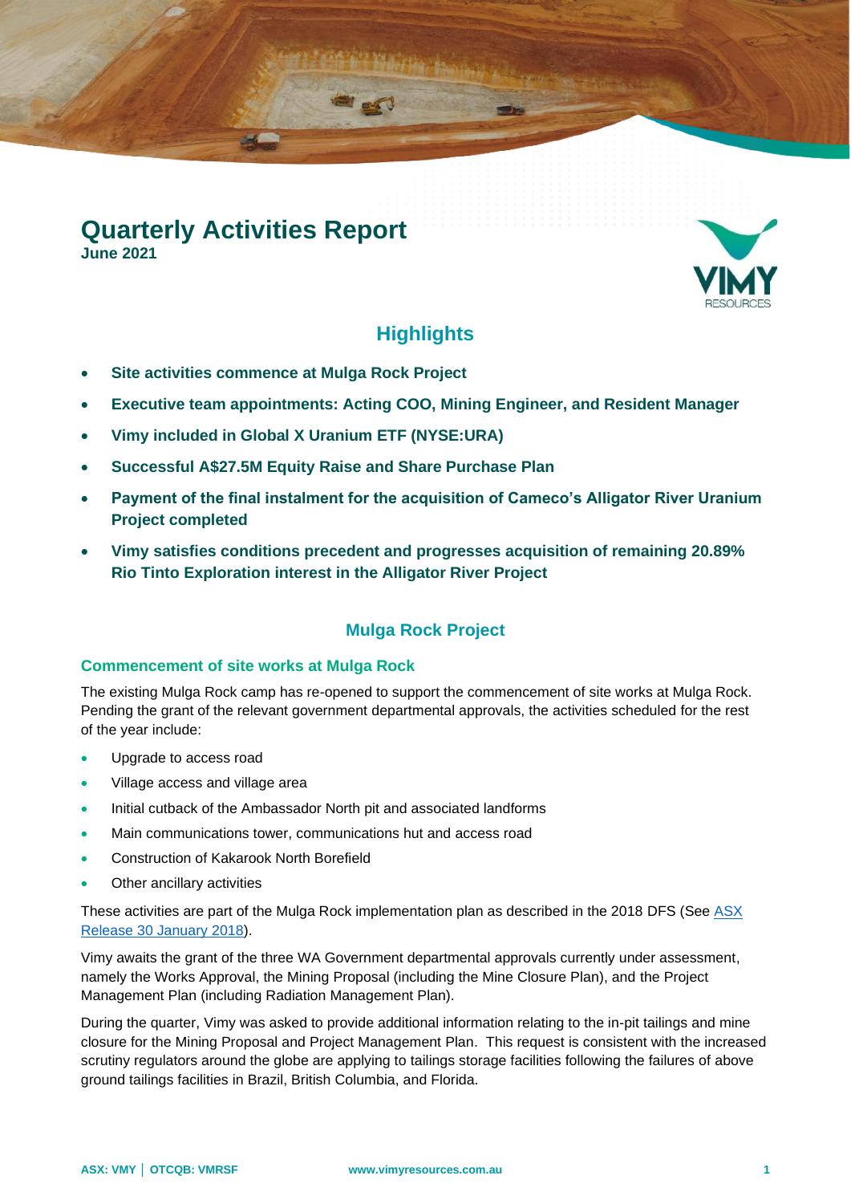# Quarterly Activities Report

**June 2021**

## Highlights

- **Site activities commence at Mulga Rock Project**
- **Executive team appointments: Acting COO, Mining Engineer, and Resident Manager**
- **Vimy included in Global X Uranium ETF (NYSE:URA)**
- **Successful A$27.5M Equity Raise and Share Purchase Plan**
- **Payment of the final instalment for the acquisition of Cameco's Alligator River Uranium Project completed**
- **Vimy satisfies conditions precedent and progresses acquisition of remaining 20.89% Rio Tinto Exploration interest in the Alligator River Project**

## Mulga Rock Project

### Commencement of site works at Mulga Rock

The existing Mulga Rock camp has re-opened to support the commencement of site works at Mulga Rock. Pending the grant of the relevant government departmental approvals, the activities scheduled for the rest of the year include:

- Upgrade to access road
- Village access and village area
- Initial cutback of the Ambassador North pit and associated landforms
- Main communications tower, communications hut and access road
- Construction of Kakarook North Borefield
- Other ancillary activities

These activities are part of the Mulga Rock implementation plan as described in the 2018 DFS (See ASX Release 30 January 2018).

Vimy awaits the grant of the three WA Government departmental approvals currently under assessment, namely the Works Approval, the Mining Proposal (including the Mine Closure Plan), and the Project Management Plan (including Radiation Management Plan).

During the quarter, Vimy was asked to provide additional information relating to the in-pit tailings and mine closure for the Mining Proposal and Project Management Plan. This request is consistent with the increased scrutiny regulators around the globe are applying to tailings storage facilities following the failures of above ground tailings facilities in Brazil, British Columbia, and Florida.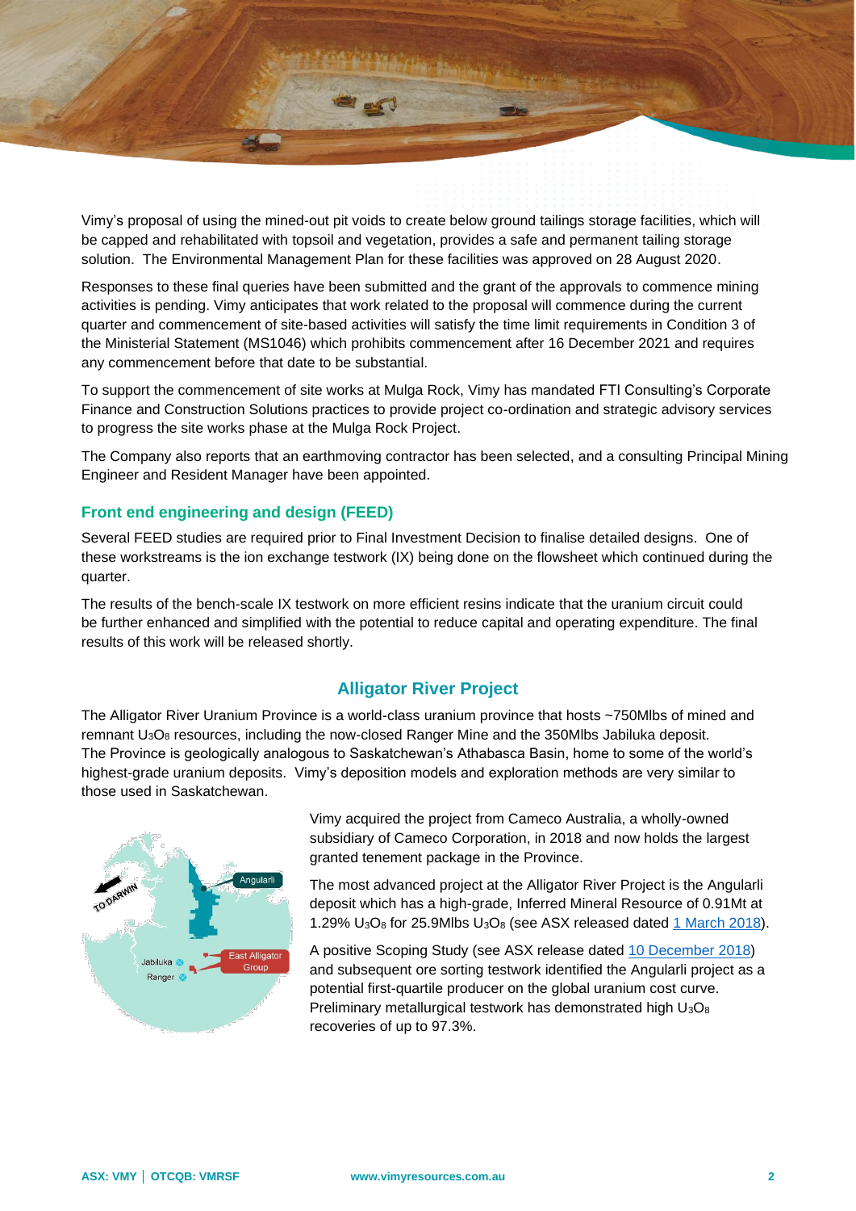Vimy's proposal of using the mined-out pit voids to create below ground tailings storage facilities, which will be capped and rehabilitated with topsoil and vegetation, provides a safe and permanent tailing storage solution. The Environmental Management Plan for these facilities was approved on 28 August 2020.

Responses to these final queries have been submitted and the grant of the approvals to commence mining activities is pending. Vimy anticipates that work related to the proposal will commence during the current quarter and commencement of site-based activities will satisfy the time limit requirements in Condition 3 of the Ministerial Statement (MS1046) which prohibits commencement after 16 December 2021 and requires any commencement before that date to be substantial.

To support the commencement of site works at Mulga Rock, Vimy has mandated FTI Consulting's Corporate Finance and Construction Solutions practices to provide project co-ordination and strategic advisory services to progress the site works phase at the Mulga Rock Project.

The Company also reports that an earthmoving contractor has been selected, and a consulting Principal Mining Engineer and Resident Manager have been appointed.

### Front end engineering and design (FEED)

Several FEED studies are required prior to Final Investment Decision to finalise detailed designs. One of these workstreams is the ion exchange testwork (IX) being done on the flowsheet which continued during the quarter.

The results of the bench-scale IX testwork on more efficient resins indicate that the uranium circuit could be further enhanced and simplified with the potential to reduce capital and operating expenditure. The final results of this work will be released shortly.

## Alligator River Project

The Alligator River Uranium Province is a world-class uranium province that hosts ~750Mlbs of mined and remnant $U_3O_8$ resources, including the now-closed Ranger Mine and the 350Mlbs Jabiluka deposit. The Province is geologically analogous to Saskatchewan's Athabasca Basin, home to some of the world's highest-grade uranium deposits. Vimy's deposition models and exploration methods are very similar to those used in Saskatchewan.

Vimy acquired the project from Cameco Australia, a wholly-owned subsidiary of Cameco Corporation, in 2018 and now holds the largest granted tenement package in the Province.

The most advanced project at the Alligator River Project is the Angularli deposit which has a high-grade, Inferred Mineral Resource of 0.91Mt at 1.29% $U_3O_8$ for 25.9Mlbs $U_3O_8$ (see ASX released dated 1 March 2018).

A positive Scoping Study (see ASX release dated 10 December 2018) and subsequent ore sorting testwork identified the Angularli project as a potential first-quartile producer on the global uranium cost curve. Preliminary metallurgical testwork has demonstrated high $U_3O_8$ recoveries of up to 97.3%.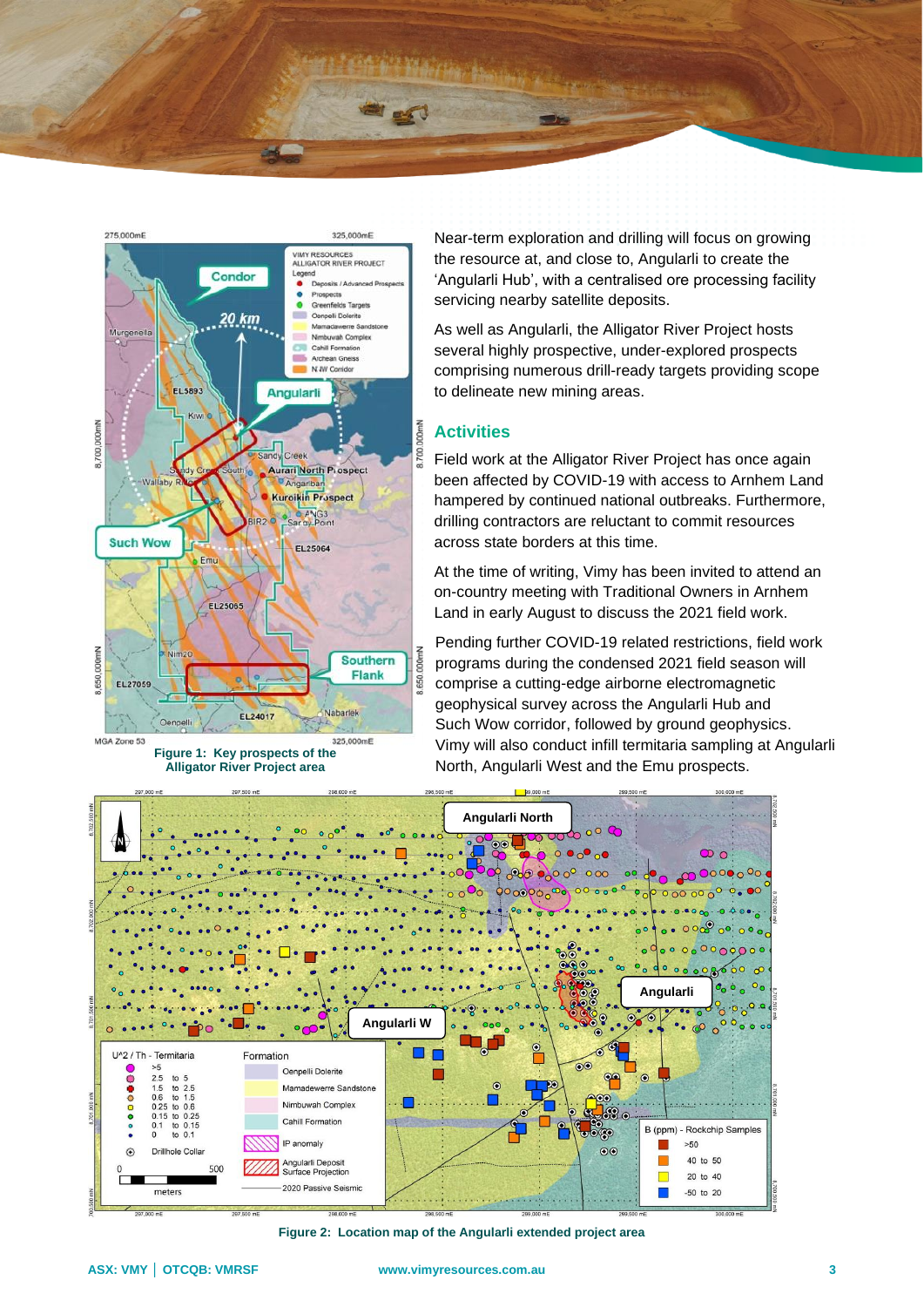Near-term exploration and drilling will focus on growing the resource at, and close to, Angularli to create the 'Angularli Hub', with a centralised ore processing facility servicing nearby satellite deposits.

As well as Angularli, the Alligator River Project hosts several highly prospective, under-explored prospects comprising numerous drill-ready targets providing scope to delineate new mining areas.

**Figure 1: Key prospects of the Alligator River Project area**

## Activities

Field work at the Alligator River Project has once again been affected by COVID-19 with access to Arnhem Land hampered by continued national outbreaks. Furthermore, drilling contractors are reluctant to commit resources across state borders at this time.

At the time of writing, Vimy has been invited to attend an on-country meeting with Traditional Owners in Arnhem Land in early August to discuss the 2021 field work.

Pending further COVID-19 related restrictions, field work programs during the condensed 2021 field season will comprise a cutting-edge airborne electromagnetic geophysical survey across the Angularli Hub and Such Wow corridor, followed by ground geophysics. Vimy will also conduct infill termitaria sampling at Angularli North, Angularli West and the Emu prospects.

**Figure 2: Location map of the Angularli extended project area**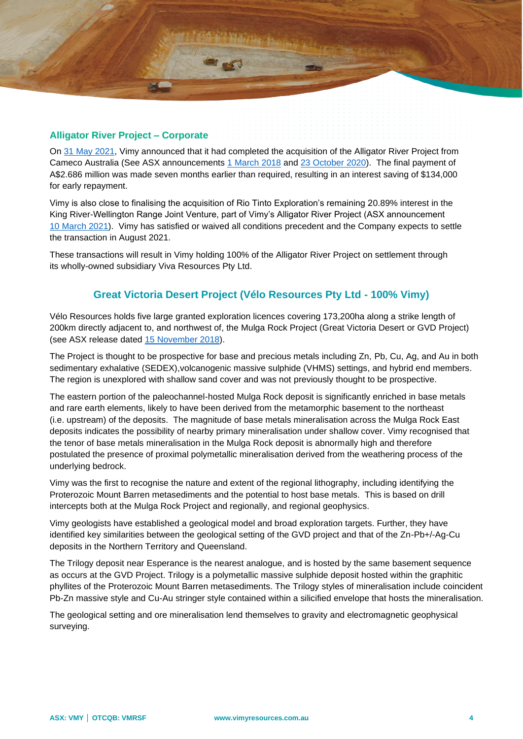## Alligator River Project – Corporate

On 31 May 2021, Vimy announced that it had completed the acquisition of the Alligator River Project from Cameco Australia (See ASX announcements 1 March 2018 and 23 October 2020). The final payment of A$2.686 million was made seven months earlier than required, resulting in an interest saving of $134,000 for early repayment.

Vimy is also close to finalising the acquisition of Rio Tinto Exploration's remaining 20.89% interest in the King River-Wellington Range Joint Venture, part of Vimy's Alligator River Project (ASX announcement 10 March 2021). Vimy has satisfied or waived all conditions precedent and the Company expects to settle the transaction in August 2021.

These transactions will result in Vimy holding 100% of the Alligator River Project on settlement through its wholly-owned subsidiary Viva Resources Pty Ltd.

## Great Victoria Desert Project (Vélo Resources Pty Ltd - 100% Vimy)

Vélo Resources holds five large granted exploration licences covering 173,200ha along a strike length of 200km directly adjacent to, and northwest of, the Mulga Rock Project (Great Victoria Desert or GVD Project) (see ASX release dated 15 November 2018).

The Project is thought to be prospective for base and precious metals including Zn, Pb, Cu, Ag, and Au in both sedimentary exhalative (SEDEX),volcanogenic massive sulphide (VHMS) settings, and hybrid end members. The region is unexplored with shallow sand cover and was not previously thought to be prospective.

The eastern portion of the paleochannel-hosted Mulga Rock deposit is significantly enriched in base metals and rare earth elements, likely to have been derived from the metamorphic basement to the northeast (i.e. upstream) of the deposits. The magnitude of base metals mineralisation across the Mulga Rock East deposits indicates the possibility of nearby primary mineralisation under shallow cover. Vimy recognised that the tenor of base metals mineralisation in the Mulga Rock deposit is abnormally high and therefore postulated the presence of proximal polymetallic mineralisation derived from the weathering process of the underlying bedrock.

Vimy was the first to recognise the nature and extent of the regional lithography, including identifying the Proterozoic Mount Barren metasediments and the potential to host base metals. This is based on drill intercepts both at the Mulga Rock Project and regionally, and regional geophysics.

Vimy geologists have established a geological model and broad exploration targets. Further, they have identified key similarities between the geological setting of the GVD project and that of the Zn-Pb+/-Ag-Cu deposits in the Northern Territory and Queensland.

The Trilogy deposit near Esperance is the nearest analogue, and is hosted by the same basement sequence as occurs at the GVD Project. Trilogy is a polymetallic massive sulphide deposit hosted within the graphitic phyllites of the Proterozoic Mount Barren metasediments. The Trilogy styles of mineralisation include coincident Pb-Zn massive style and Cu-Au stringer style contained within a silicified envelope that hosts the mineralisation.

The geological setting and ore mineralisation lend themselves to gravity and electromagnetic geophysical surveying.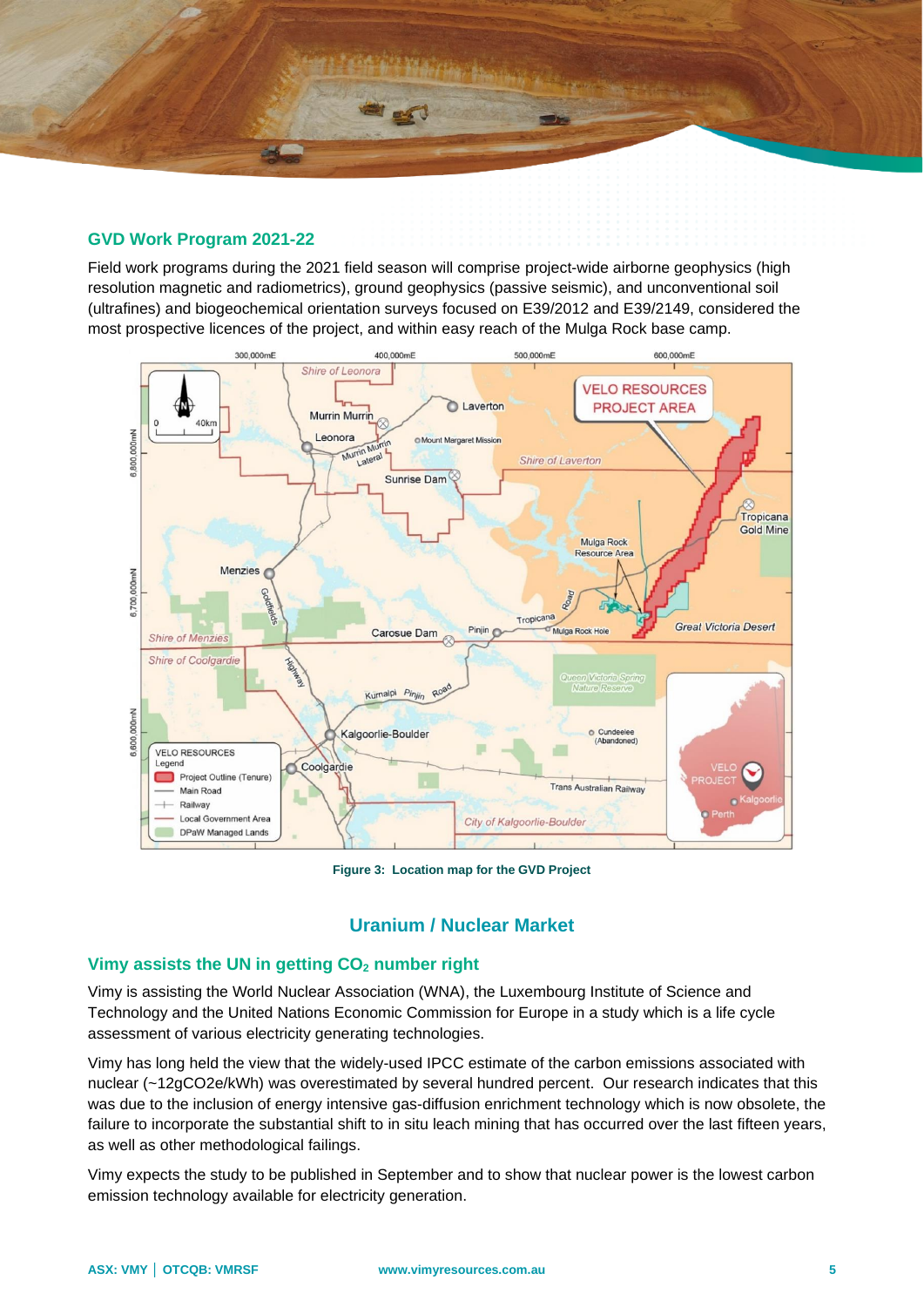### GVD Work Program 2021-22

Field work programs during the 2021 field season will comprise project-wide airborne geophysics (high resolution magnetic and radiometrics), ground geophysics (passive seismic), and unconventional soil (ultrafines) and biogeochemical orientation surveys focused on E39/2012 and E39/2149, considered the most prospective licences of the project, and within easy reach of the Mulga Rock base camp.

**Figure 3: Location map for the GVD Project**

## Uranium / Nuclear Market

### Vimy assists the UN in getting $CO_2$ number right

Vimy is assisting the World Nuclear Association (WNA), the Luxembourg Institute of Science and Technology and the United Nations Economic Commission for Europe in a study which is a life cycle assessment of various electricity generating technologies.

Vimy has long held the view that the widely-used IPCC estimate of the carbon emissions associated with nuclear (~12gCO2e/kWh) was overestimated by several hundred percent. Our research indicates that this was due to the inclusion of energy intensive gas-diffusion enrichment technology which is now obsolete, the failure to incorporate the substantial shift to in situ leach mining that has occurred over the last fifteen years, as well as other methodological failings.

Vimy expects the study to be published in September and to show that nuclear power is the lowest carbon emission technology available for electricity generation.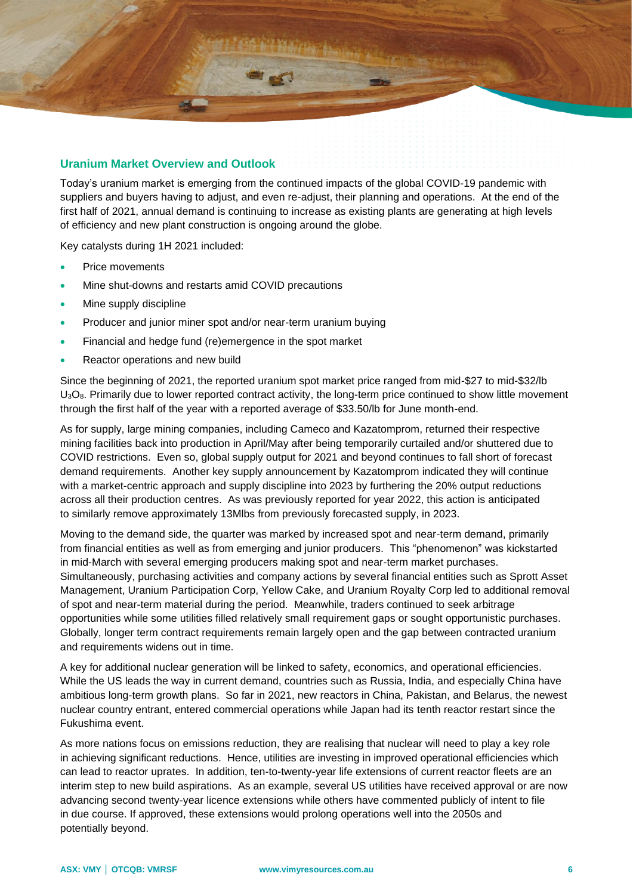## Uranium Market Overview and Outlook

Today's uranium market is emerging from the continued impacts of the global COVID-19 pandemic with suppliers and buyers having to adjust, and even re-adjust, their planning and operations. At the end of the first half of 2021, annual demand is continuing to increase as existing plants are generating at high levels of efficiency and new plant construction is ongoing around the globe.

Key catalysts during 1H 2021 included:

- Price movements
- Mine shut-downs and restarts amid COVID precautions
- Mine supply discipline
- Producer and junior miner spot and/or near-term uranium buying
- Financial and hedge fund (re)emergence in the spot market
- Reactor operations and new build

Since the beginning of 2021, the reported uranium spot market price ranged from mid-$27 to mid-$32/lb $U_3O_8$. Primarily due to lower reported contract activity, the long-term price continued to show little movement through the first half of the year with a reported average of $33.50/lb for June month-end.

As for supply, large mining companies, including Cameco and Kazatomprom, returned their respective mining facilities back into production in April/May after being temporarily curtailed and/or shuttered due to COVID restrictions. Even so, global supply output for 2021 and beyond continues to fall short of forecast demand requirements. Another key supply announcement by Kazatomprom indicated they will continue with a market-centric approach and supply discipline into 2023 by furthering the 20% output reductions across all their production centres. As was previously reported for year 2022, this action is anticipated to similarly remove approximately 13Mlbs from previously forecasted supply, in 2023.

Moving to the demand side, the quarter was marked by increased spot and near-term demand, primarily from financial entities as well as from emerging and junior producers. This "phenomenon" was kickstarted in mid-March with several emerging producers making spot and near-term market purchases. Simultaneously, purchasing activities and company actions by several financial entities such as Sprott Asset Management, Uranium Participation Corp, Yellow Cake, and Uranium Royalty Corp led to additional removal of spot and near-term material during the period. Meanwhile, traders continued to seek arbitrage opportunities while some utilities filled relatively small requirement gaps or sought opportunistic purchases. Globally, longer term contract requirements remain largely open and the gap between contracted uranium and requirements widens out in time.

A key for additional nuclear generation will be linked to safety, economics, and operational efficiencies. While the US leads the way in current demand, countries such as Russia, India, and especially China have ambitious long-term growth plans. So far in 2021, new reactors in China, Pakistan, and Belarus, the newest nuclear country entrant, entered commercial operations while Japan had its tenth reactor restart since the Fukushima event.

As more nations focus on emissions reduction, they are realising that nuclear will need to play a key role in achieving significant reductions. Hence, utilities are investing in improved operational efficiencies which can lead to reactor uprates. In addition, ten-to-twenty-year life extensions of current reactor fleets are an interim step to new build aspirations. As an example, several US utilities have received approval or are now advancing second twenty-year licence extensions while others have commented publicly of intent to file in due course. If approved, these extensions would prolong operations well into the 2050s and potentially beyond.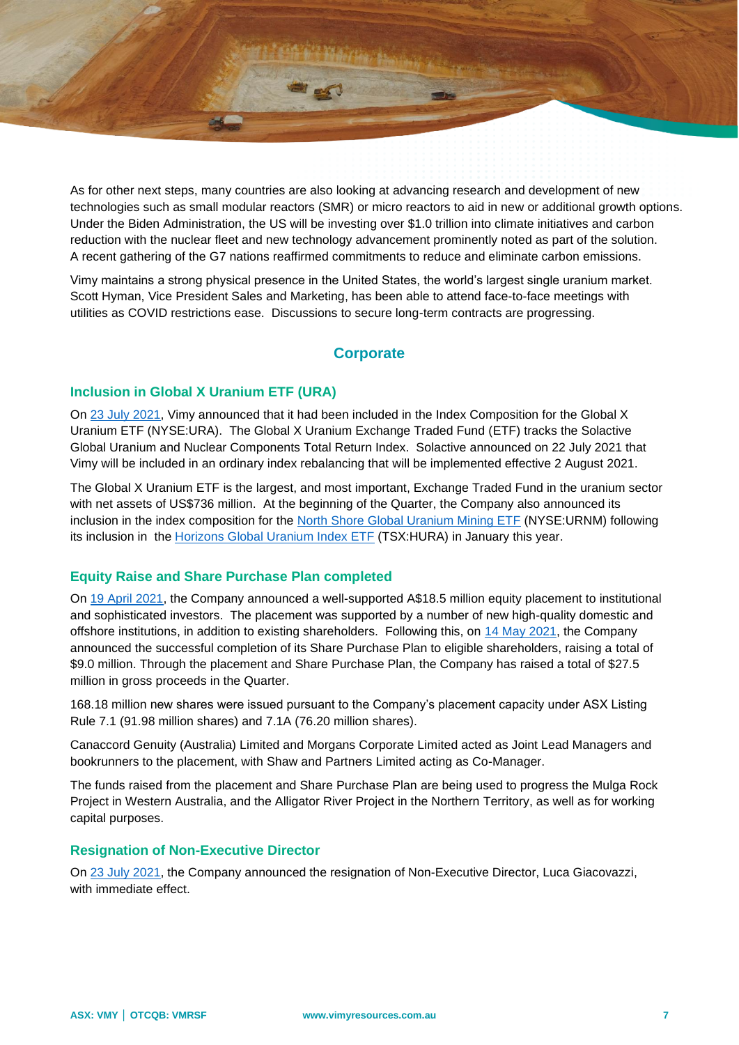As for other next steps, many countries are also looking at advancing research and development of new technologies such as small modular reactors (SMR) or micro reactors to aid in new or additional growth options. Under the Biden Administration, the US will be investing over $1.0 trillion into climate initiatives and carbon reduction with the nuclear fleet and new technology advancement prominently noted as part of the solution. A recent gathering of the G7 nations reaffirmed commitments to reduce and eliminate carbon emissions.

Vimy maintains a strong physical presence in the United States, the world's largest single uranium market. Scott Hyman, Vice President Sales and Marketing, has been able to attend face-to-face meetings with utilities as COVID restrictions ease. Discussions to secure long-term contracts are progressing.

## Corporate

### Inclusion in Global X Uranium ETF (URA)

On 23 July 2021, Vimy announced that it had been included in the Index Composition for the Global X Uranium ETF (NYSE:URA). The Global X Uranium Exchange Traded Fund (ETF) tracks the Solactive Global Uranium and Nuclear Components Total Return Index. Solactive announced on 22 July 2021 that Vimy will be included in an ordinary index rebalancing that will be implemented effective 2 August 2021.

The Global X Uranium ETF is the largest, and most important, Exchange Traded Fund in the uranium sector with net assets of US$736 million. At the beginning of the Quarter, the Company also announced its inclusion in the index composition for the North Shore Global Uranium Mining ETF (NYSE:URNM) following its inclusion in the Horizons Global Uranium Index ETF (TSX:HURA) in January this year.

### Equity Raise and Share Purchase Plan completed

On 19 April 2021, the Company announced a well-supported A$18.5 million equity placement to institutional and sophisticated investors. The placement was supported by a number of new high-quality domestic and offshore institutions, in addition to existing shareholders. Following this, on 14 May 2021, the Company announced the successful completion of its Share Purchase Plan to eligible shareholders, raising a total of $9.0 million. Through the placement and Share Purchase Plan, the Company has raised a total of $27.5 million in gross proceeds in the Quarter.

168.18 million new shares were issued pursuant to the Company's placement capacity under ASX Listing Rule 7.1 (91.98 million shares) and 7.1A (76.20 million shares).

Canaccord Genuity (Australia) Limited and Morgans Corporate Limited acted as Joint Lead Managers and bookrunners to the placement, with Shaw and Partners Limited acting as Co-Manager.

The funds raised from the placement and Share Purchase Plan are being used to progress the Mulga Rock Project in Western Australia, and the Alligator River Project in the Northern Territory, as well as for working capital purposes.

### Resignation of Non-Executive Director

On 23 July 2021, the Company announced the resignation of Non-Executive Director, Luca Giacovazzi, with immediate effect.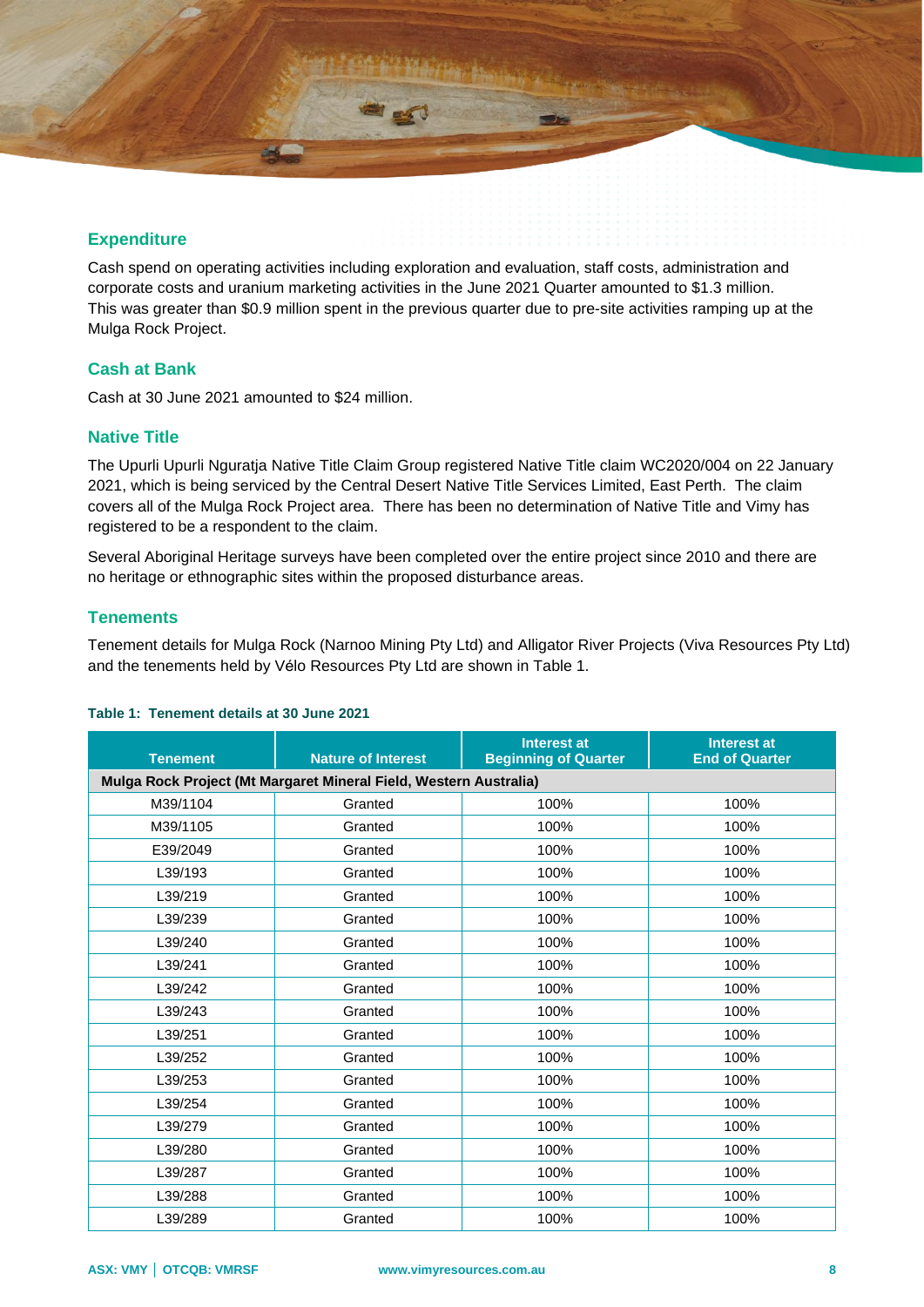## Expenditure

Cash spend on operating activities including exploration and evaluation, staff costs, administration and corporate costs and uranium marketing activities in the June 2021 Quarter amounted to $1.3 million. This was greater than $0.9 million spent in the previous quarter due to pre-site activities ramping up at the Mulga Rock Project.

## Cash at Bank

Cash at 30 June 2021 amounted to $24 million.

## Native Title

The Upurli Upurli Nguratja Native Title Claim Group registered Native Title claim WC2020/004 on 22 January 2021, which is being serviced by the Central Desert Native Title Services Limited, East Perth. The claim covers all of the Mulga Rock Project area. There has been no determination of Native Title and Vimy has registered to be a respondent to the claim.

Several Aboriginal Heritage surveys have been completed over the entire project since 2010 and there are no heritage or ethnographic sites within the proposed disturbance areas.

## Tenements

Tenement details for Mulga Rock (Narnoo Mining Pty Ltd) and Alligator River Projects (Viva Resources Pty Ltd) and the tenements held by Vélo Resources Pty Ltd are shown in Table 1.

**Table 1: Tenement details at 30 June 2021**

| Tenement | Nature of Interest | Interest at Beginning of Quarter | Interest at End of Quarter |
|---|---|---|---|
| **Mulga Rock Project (Mt Margaret Mineral Field, Western Australia)** | | | |
| M39/1104 | Granted | 100% | 100% |
| M39/1105 | Granted | 100% | 100% |
| E39/2049 | Granted | 100% | 100% |
| L39/193 | Granted | 100% | 100% |
| L39/219 | Granted | 100% | 100% |
| L39/239 | Granted | 100% | 100% |
| L39/240 | Granted | 100% | 100% |
| L39/241 | Granted | 100% | 100% |
| L39/242 | Granted | 100% | 100% |
| L39/243 | Granted | 100% | 100% |
| L39/251 | Granted | 100% | 100% |
| L39/252 | Granted | 100% | 100% |
| L39/253 | Granted | 100% | 100% |
| L39/254 | Granted | 100% | 100% |
| L39/279 | Granted | 100% | 100% |
| L39/280 | Granted | 100% | 100% |
| L39/287 | Granted | 100% | 100% |
| L39/288 | Granted | 100% | 100% |
| L39/289 | Granted | 100% | 100% |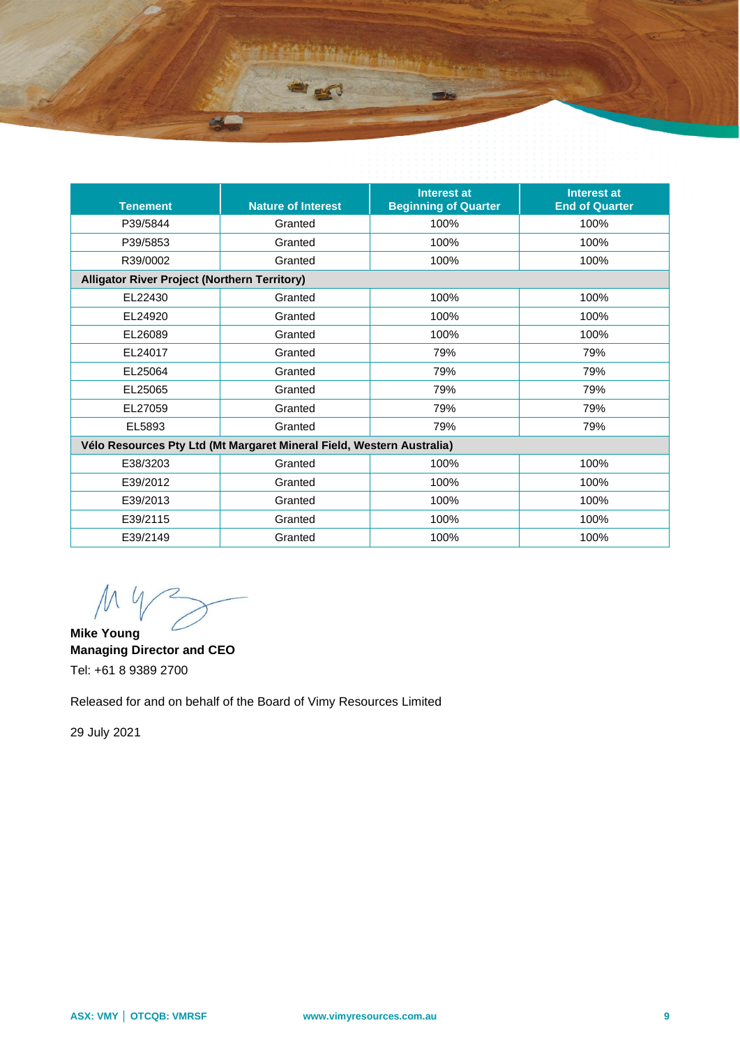| Tenement | Nature of Interest | Interest at Beginning of Quarter | Interest at End of Quarter |
|---|---|---|---|
| P39/5844 | Granted | 100% | 100% |
| P39/5853 | Granted | 100% | 100% |
| R39/0002 | Granted | 100% | 100% |
| **Alligator River Project (Northern Territory)** | | | |
| EL22430 | Granted | 100% | 100% |
| EL24920 | Granted | 100% | 100% |
| EL26089 | Granted | 100% | 100% |
| EL24017 | Granted | 79% | 79% |
| EL25064 | Granted | 79% | 79% |
| EL25065 | Granted | 79% | 79% |
| EL27059 | Granted | 79% | 79% |
| EL5893 | Granted | 79% | 79% |
| **Vélo Resources Pty Ltd (Mt Margaret Mineral Field, Western Australia)** | | | |
| E38/3203 | Granted | 100% | 100% |
| E39/2012 | Granted | 100% | 100% |
| E39/2013 | Granted | 100% | 100% |
| E39/2115 | Granted | 100% | 100% |
| E39/2149 | Granted | 100% | 100% |

**Mike Young**
**Managing Director and CEO**
Tel: +61 8 9389 2700

Released for and on behalf of the Board of Vimy Resources Limited

29 July 2021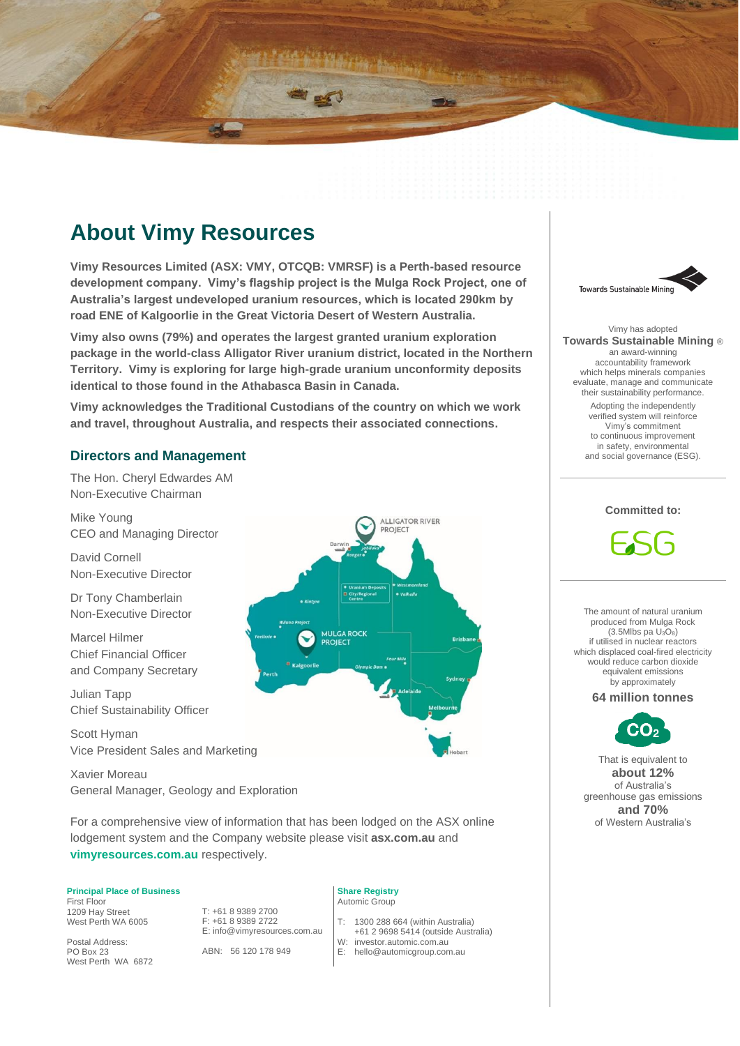# About Vimy Resources

**Vimy Resources Limited (ASX: VMY, OTCQB: VMRSF) is a Perth-based resource development company. Vimy's flagship project is the Mulga Rock Project, one of Australia's largest undeveloped uranium resources, which is located 290km by road ENE of Kalgoorlie in the Great Victoria Desert of Western Australia.**

**Vimy also owns (79%) and operates the largest granted uranium exploration package in the world-class Alligator River uranium district, located in the Northern Territory. Vimy is exploring for large high-grade uranium unconformity deposits identical to those found in the Athabasca Basin in Canada.**

**Vimy acknowledges the Traditional Custodians of the country on which we work and travel, throughout Australia, and respects their associated connections.**

## Directors and Management

The Hon. Cheryl Edwardes AM
Non-Executive Chairman

Mike Young
CEO and Managing Director

David Cornell
Non-Executive Director

Dr Tony Chamberlain
Non-Executive Director

Marcel Hilmer
Chief Financial Officer
and Company Secretary

Julian Tapp
Chief Sustainability Officer

Scott Hyman
Vice President Sales and Marketing

Xavier Moreau
General Manager, Geology and Exploration

ALLIGATOR RIVER PROJECT
Darwin
Jabiluka
Ranger
Uranium Deposits
City/Regional Centre
Westmoreland
Valhalla
Kintyre
Wiluna Project
Yeelirrie
MULGA ROCK PROJECT
Brisbane
Kalgoorlie
Perth
Four Mile
Olympic Dam
Sydney
Adelaide
Melbourne
Hobart

For a comprehensive view of information that has been lodged on the ASX online lodgement system and the Company website please visit **asx.com.au** and **vimyresources.com.au** respectively.

**Principal Place of Business**
First Floor
1209 Hay Street
West Perth WA 6005

T: +61 8 9389 2700
F: +61 8 9389 2722
E: info@vimyresources.com.au

Postal Address:
PO Box 23
West Perth WA 6872

ABN: 56 120 178 949

**Share Registry**
Automic Group

T: 1300 288 664 (within Australia)
+61 2 9698 5414 (outside Australia)
W: investor.automic.com.au
E: hello@automicgroup.com.au

Towards Sustainable Mining

Vimy has adopted
**Towards Sustainable Mining ®**
an award-winning accountability framework which helps minerals companies evaluate, manage and communicate their sustainability performance.

Adopting the independently verified system will reinforce Vimy's commitment to continuous improvement in safety, environmental and social governance (ESG).

**Committed to:**

ESG

The amount of natural uranium produced from Mulga Rock (3.5Mlbs pa $U_3O_8$) if utilised in nuclear reactors which displaced coal-fired electricity would reduce carbon dioxide equivalent emissions by approximately

**64 million tonnes**

$CO_2$

That is equivalent to
**about 12%**
of Australia's greenhouse gas emissions
**and 70%**
of Western Australia's